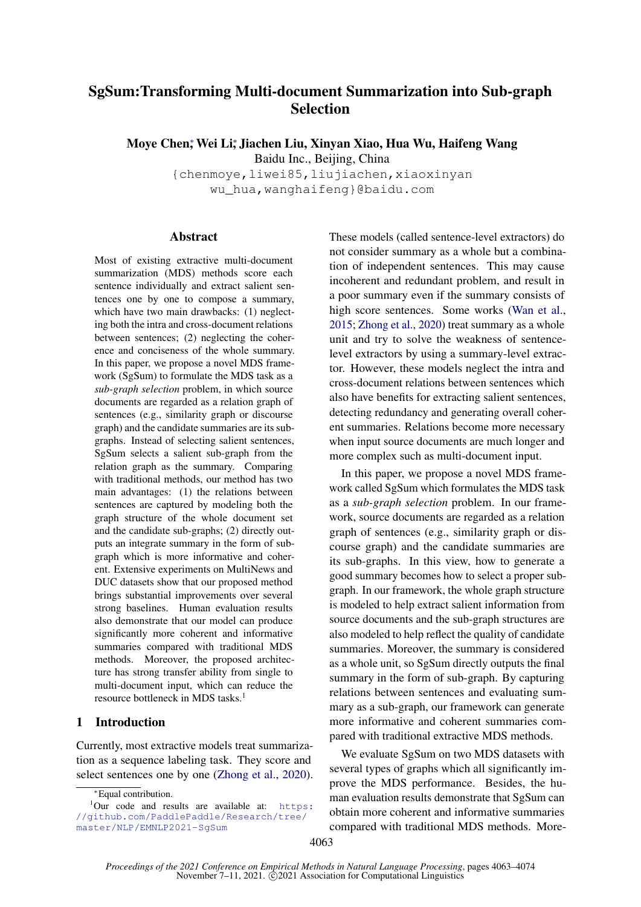# SgSum:Transforming Multi-document Summarization into Sub-graph Selection

**Moye Chen**[*]**, Wei Li**[*]**, Jiachen Liu, Xinyan Xiao, Hua Wu, Haifeng Wang**

Baidu Inc., Beijing, China

{chenmoye,liwei85,liujiachen,xiaoxinyan
wu_hua,wanghaifeng}@baidu.com

## Abstract

Most of existing extractive multi-document summarization (MDS) methods score each sentence individually and extract salient sentences one by one to compose a summary, which have two main drawbacks: (1) neglecting both the intra and cross-document relations between sentences; (2) neglecting the coherence and conciseness of the whole summary. In this paper, we propose a novel MDS framework (SgSum) to formulate the MDS task as a *sub-graph selection* problem, in which source documents are regarded as a relation graph of sentences (e.g., similarity graph or discourse graph) and the candidate summaries are its sub-graphs. Instead of selecting salient sentences, SgSum selects a salient sub-graph from the relation graph as the summary. Comparing with traditional methods, our method has two main advantages: (1) the relations between sentences are captured by modeling both the graph structure of the whole document set and the candidate sub-graphs; (2) directly outputs an integrate summary in the form of sub-graph which is more informative and coherent. Extensive experiments on MultiNews and DUC datasets show that our proposed method brings substantial improvements over several strong baselines. Human evaluation results also demonstrate that our model can produce significantly more coherent and informative summaries compared with traditional MDS methods. Moreover, the proposed architecture has strong transfer ability from single to multi-document input, which can reduce the resource bottleneck in MDS tasks.[1]

## 1 Introduction

Currently, most extractive models treat summarization as a sequence labeling task. They score and select sentences one by one (Zhong et al., 2020). These models (called sentence-level extractors) do not consider summary as a whole but a combination of independent sentences. This may cause incoherent and redundant problem, and result in a poor summary even if the summary consists of high score sentences. Some works (Wan et al., 2015; Zhong et al., 2020) treat summary as a whole unit and try to solve the weakness of sentence-level extractors by using a summary-level extractor. However, these models neglect the intra and cross-document relations between sentences which also have benefits for extracting salient sentences, detecting redundancy and generating overall coherent summaries. Relations become more necessary when input source documents are much longer and more complex such as multi-document input.

In this paper, we propose a novel MDS framework called SgSum which formulates the MDS task as a *sub-graph selection* problem. In our framework, source documents are regarded as a relation graph of sentences (e.g., similarity graph or discourse graph) and the candidate summaries are its sub-graphs. In this view, how to generate a good summary becomes how to select a proper sub-graph. In our framework, the whole graph structure is modeled to help extract salient information from source documents and the sub-graph structures are also modeled to help reflect the quality of candidate summaries. Moreover, the summary is considered as a whole unit, so SgSum directly outputs the final summary in the form of sub-graph. By capturing relations between sentences and evaluating summary as a sub-graph, our framework can generate more informative and coherent summaries compared with traditional extractive MDS methods.

We evaluate SgSum on two MDS datasets with several types of graphs which all significantly improve the MDS performance. Besides, the human evaluation results demonstrate that SgSum can obtain more coherent and informative summaries compared with traditional MDS methods. More-

[*]Equal contribution.

[1]Our code and results are available at: https://github.com/PaddlePaddle/Research/tree/master/NLP/EMNLP2021-SgSum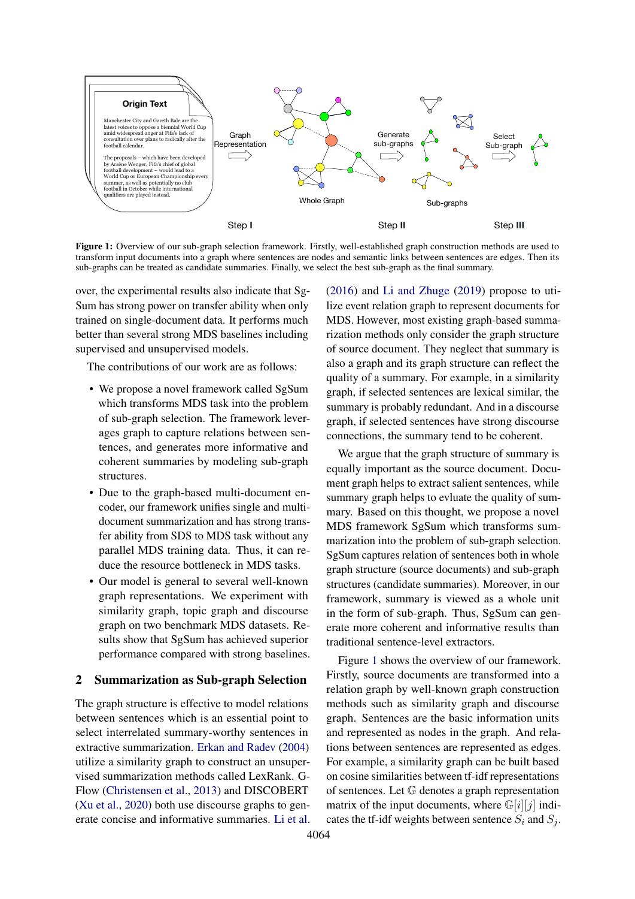Figure 1: Overview of our sub-graph selection framework. Firstly, well-established graph construction methods are used to transform input documents into a graph where sentences are nodes and semantic links between sentences are edges. Then its sub-graphs can be treated as candidate summaries. Finally, we select the best sub-graph as the final summary.

over, the experimental results also indicate that SgSum has strong power on transfer ability when only trained on single-document data. It performs much better than several strong MDS baselines including supervised and unsupervised models.

The contributions of our work are as follows:

- We propose a novel framework called SgSum which transforms MDS task into the problem of sub-graph selection. The framework leverages graph to capture relations between sentences, and generates more informative and coherent summaries by modeling sub-graph structures.
- Due to the graph-based multi-document encoder, our framework unifies single and multi-document summarization and has strong transfer ability from SDS to MDS task without any parallel MDS training data. Thus, it can reduce the resource bottleneck in MDS tasks.
- Our model is general to several well-known graph representations. We experiment with similarity graph, topic graph and discourse graph on two benchmark MDS datasets. Results show that SgSum has achieved superior performance compared with strong baselines.

## 2 Summarization as Sub-graph Selection

The graph structure is effective to model relations between sentences which is an essential point to select interrelated summary-worthy sentences in extractive summarization. Erkan and Radev (2004) utilize a similarity graph to construct an unsupervised summarization methods called LexRank. G-Flow (Christensen et al., 2013) and DISCOBERT (Xu et al., 2020) both use discourse graphs to generate concise and informative summaries. Li et al. (2016) and Li and Zhuge (2019) propose to utilize event relation graph to represent documents for MDS. However, most existing graph-based summarization methods only consider the graph structure of source document. They neglect that summary is also a graph and its graph structure can reflect the quality of a summary. For example, in a similarity graph, if selected sentences are lexical similar, the summary is probably redundant. And in a discourse graph, if selected sentences have strong discourse connections, the summary tend to be coherent.

We argue that the graph structure of summary is equally important as the source document. Document graph helps to extract salient sentences, while summary graph helps to evluate the quality of summary. Based on this thought, we propose a novel MDS framework SgSum which transforms summarization into the problem of sub-graph selection. SgSum captures relation of sentences both in whole graph structure (source documents) and sub-graph structures (candidate summaries). Moreover, in our framework, summary is viewed as a whole unit in the form of sub-graph. Thus, SgSum can generate more coherent and informative results than traditional sentence-level extractors.

Figure 1 shows the overview of our framework. Firstly, source documents are transformed into a relation graph by well-known graph construction methods such as similarity graph and discourse graph. Sentences are the basic information units and represented as nodes in the graph. And relations between sentences are represented as edges. For example, a similarity graph can be built based on cosine similarities between tf-idf representations of sentences. Let $\mathbb{G}$ denotes a graph representation matrix of the input documents, where $\mathbb{G}[i][j]$ indicates the tf-idf weights between sentence $S_i$ and $S_j$.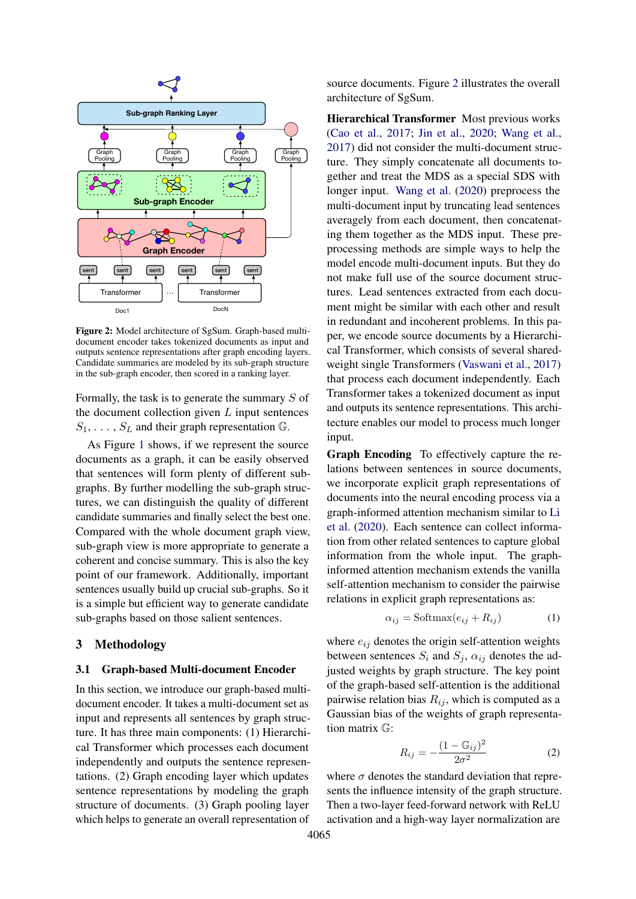Figure 2: Model architecture of SgSum. Graph-based multi-document encoder takes tokenized documents as input and outputs sentence representations after graph encoding layers. Candidate summaries are modeled by its sub-graph structure in the sub-graph encoder, then scored in a ranking layer.

Formally, the task is to generate the summary $S$ of the document collection given $L$ input sentences $S_1, \ldots, S_L$ and their graph representation $\mathbb{G}$.

As Figure 1 shows, if we represent the source documents as a graph, it can be easily observed that sentences will form plenty of different sub-graphs. By further modelling the sub-graph structures, we can distinguish the quality of different candidate summaries and finally select the best one. Compared with the whole document graph view, sub-graph view is more appropriate to generate a coherent and concise summary. This is also the key point of our framework. Additionally, important sentences usually build up crucial sub-graphs. So it is a simple but efficient way to generate candidate sub-graphs based on those salient sentences.

# 3 Methodology

## 3.1 Graph-based Multi-document Encoder

In this section, we introduce our graph-based multi-document encoder. It takes a multi-document set as input and represents all sentences by graph structure. It has three main components: (1) Hierarchical Transformer which processes each document independently and outputs the sentence representations. (2) Graph encoding layer which updates sentence representations by modeling the graph structure of documents. (3) Graph pooling layer which helps to generate an overall representation of source documents. Figure 2 illustrates the overall architecture of SgSum.

**Hierarchical Transformer** Most previous works (Cao et al., 2017; Jin et al., 2020; Wang et al., 2017) did not consider the multi-document structure. They simply concatenate all documents together and treat the MDS as a special SDS with longer input. Wang et al. (2020) preprocess the multi-document input by truncating lead sentences averagely from each document, then concatenating them together as the MDS input. These preprocessing methods are simple ways to help the model encode multi-document inputs. But they do not make full use of the source document structures. Lead sentences extracted from each document might be similar with each other and result in redundant and incoherent problems. In this paper, we encode source documents by a Hierarchical Transformer, which consists of several shared-weight single Transformers (Vaswani et al., 2017) that process each document independently. Each Transformer takes a tokenized document as input and outputs its sentence representations. This architecture enables our model to process much longer input.

**Graph Encoding** To effectively capture the relations between sentences in source documents, we incorporate explicit graph representations of documents into the neural encoding process via a graph-informed attention mechanism similar to Li et al. (2020). Each sentence can collect information from other related sentences to capture global information from the whole input. The graph-informed attention mechanism extends the vanilla self-attention mechanism to consider the pairwise relations in explicit graph representations as:

$$\alpha_{ij} = \text{Softmax}(e_{ij} + R_{ij}) \tag{1}$$

where $e_{ij}$ denotes the origin self-attention weights between sentences $S_i$ and $S_j$, $\alpha_{ij}$ denotes the adjusted weights by graph structure. The key point of the graph-based self-attention is the additional pairwise relation bias $R_{ij}$, which is computed as a Gaussian bias of the weights of graph representation matrix $\mathbb{G}$:

$$R_{ij} = -\frac{(1 - \mathbb{G}_{ij})^2}{2\sigma^2} \tag{2}$$

where $\sigma$ denotes the standard deviation that represents the influence intensity of the graph structure. Then a two-layer feed-forward network with ReLU activation and a high-way layer normalization are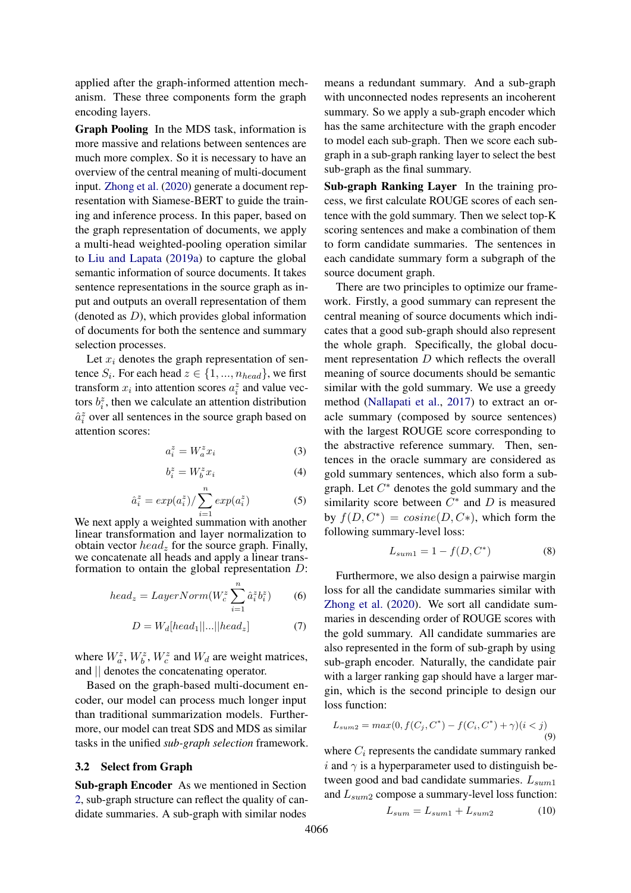applied after the graph-informed attention mechanism. These three components form the graph encoding layers.

**Graph Pooling** In the MDS task, information is more massive and relations between sentences are much more complex. So it is necessary to have an overview of the central meaning of multi-document input. Zhong et al. (2020) generate a document representation with Siamese-BERT to guide the training and inference process. In this paper, based on the graph representation of documents, we apply a multi-head weighted-pooling operation similar to Liu and Lapata (2019a) to capture the global semantic information of source documents. It takes sentence representations in the source graph as input and outputs an overall representation of them (denoted as $D$), which provides global information of documents for both the sentence and summary selection processes.

Let $x_i$ denotes the graph representation of sentence $S_i$. For each head $z \in \{1, ..., n_{head}\}$, we first transform $x_i$ into attention scores $a_i^z$ and value vectors $b_i^z$, then we calculate an attention distribution $\hat{a}_i^z$ over all sentences in the source graph based on attention scores:

$$a_i^z = W_a^z x_i \tag{3}$$

$$b_i^z = W_b^z x_i \tag{4}$$

$$\hat{a}_i^z = exp(a_i^z) / \sum_{i=1}^{n} exp(a_i^z) \tag{5}$$

We next apply a weighted summation with another linear transformation and layer normalization to obtain vector $head_z$ for the source graph. Finally, we concatenate all heads and apply a linear transformation to ontain the global representation $D$:

$$head_z = LayerNorm(W_c^z \sum_{i=1}^{n} \hat{a}_i^z b_i^z) \tag{6}$$

$$D = W_d[head_1 || ... || head_z] \tag{7}$$

where $W_a^z$, $W_b^z$, $W_c^z$ and $W_d$ are weight matrices, and $||$ denotes the concatenating operator.

Based on the graph-based multi-document encoder, our model can process much longer input than traditional summarization models. Furthermore, our model can treat SDS and MDS as similar tasks in the unified *sub-graph selection* framework.

### 3.2 Select from Graph

**Sub-graph Encoder** As we mentioned in Section 2, sub-graph structure can reflect the quality of candidate summaries. A sub-graph with similar nodes means a redundant summary. And a sub-graph with unconnected nodes represents an incoherent summary. So we apply a sub-graph encoder which has the same architecture with the graph encoder to model each sub-graph. Then we score each sub-graph in a sub-graph ranking layer to select the best sub-graph as the final summary.

**Sub-graph Ranking Layer** In the training process, we first calculate ROUGE scores of each sentence with the gold summary. Then we select top-K scoring sentences and make a combination of them to form candidate summaries. The sentences in each candidate summary form a subgraph of the source document graph.

There are two principles to optimize our framework. Firstly, a good summary can represent the central meaning of source documents which indicates that a good sub-graph should also represent the whole graph. Specifically, the global document representation $D$ which reflects the overall meaning of source documents should be semantic similar with the gold summary. We use a greedy method (Nallapati et al., 2017) to extract an oracle summary (composed by source sentences) with the largest ROUGE score corresponding to the abstractive reference summary. Then, sentences in the oracle summary are considered as gold summary sentences, which also form a sub-graph. Let $C^*$ denotes the gold summary and the similarity score between $C^*$ and $D$ is measured by $f(D, C^*) = cosine(D, C*)$, which form the following summary-level loss:

$$L_{sum1} = 1 - f(D, C^*) \tag{8}$$

Furthermore, we also design a pairwise margin loss for all the candidate summaries similar with Zhong et al. (2020). We sort all candidate summaries in descending order of ROUGE scores with the gold summary. All candidate summaries are also represented in the form of sub-graph by using sub-graph encoder. Naturally, the candidate pair with a larger ranking gap should have a larger margin, which is the second principle to design our loss function:

$$L_{sum2} = max(0, f(C_j, C^*) - f(C_i, C^*) + \gamma)(i < j) \tag{9}$$

where $C_i$ represents the candidate summary ranked $i$ and $\gamma$ is a hyperparameter used to distinguish between good and bad candidate summaries. $L_{sum1}$ and $L_{sum2}$ compose a summary-level loss function:

$$L_{sum} = L_{sum1} + L_{sum2} \tag{10}$$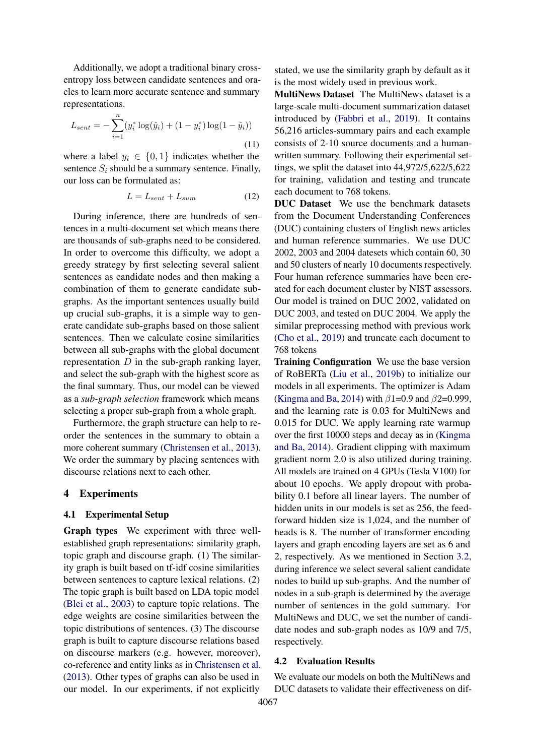Additionally, we adopt a traditional binary cross-entropy loss between candidate sentences and oracles to learn more accurate sentence and summary representations.

$$L_{sent} = -\sum_{i=1}^{n}(y_i^* \log(\hat{y}_i) + (1 - y_i^*)\log(1 - \hat{y}_i)) \tag{11}$$

where a label $y_i \in \{0, 1\}$ indicates whether the sentence $S_i$ should be a summary sentence. Finally, our loss can be formulated as:

$$L = L_{sent} + L_{sum} \tag{12}$$

During inference, there are hundreds of sentences in a multi-document set which means there are thousands of sub-graphs need to be considered. In order to overcome this difficulty, we adopt a greedy strategy by first selecting several salient sentences as candidate nodes and then making a combination of them to generate candidate sub-graphs. As the important sentences usually build up crucial sub-graphs, it is a simple way to generate candidate sub-graphs based on those salient sentences. Then we calculate cosine similarities between all sub-graphs with the global document representation $D$ in the sub-graph ranking layer, and select the sub-graph with the highest score as the final summary. Thus, our model can be viewed as a *sub-graph selection* framework which means selecting a proper sub-graph from a whole graph.

Furthermore, the graph structure can help to reorder the sentences in the summary to obtain a more coherent summary (Christensen et al., 2013). We order the summary by placing sentences with discourse relations next to each other.

# 4 Experiments

## 4.1 Experimental Setup

**Graph types** We experiment with three well-established graph representations: similarity graph, topic graph and discourse graph. (1) The similarity graph is built based on tf-idf cosine similarities between sentences to capture lexical relations. (2) The topic graph is built based on LDA topic model (Blei et al., 2003) to capture topic relations. The edge weights are cosine similarities between the topic distributions of sentences. (3) The discourse graph is built to capture discourse relations based on discourse markers (e.g. however, moreover), co-reference and entity links as in Christensen et al. (2013). Other types of graphs can also be used in our model. In our experiments, if not explicitly stated, we use the similarity graph by default as it is the most widely used in previous work.

**MultiNews Dataset** The MultiNews dataset is a large-scale multi-document summarization dataset introduced by (Fabbri et al., 2019). It contains 56,216 articles-summary pairs and each example consists of 2-10 source documents and a human-written summary. Following their experimental settings, we split the dataset into 44,972/5,622/5,622 for training, validation and testing and truncate each document to 768 tokens.

**DUC Dataset** We use the benchmark datasets from the Document Understanding Conferences (DUC) containing clusters of English news articles and human reference summaries. We use DUC 2002, 2003 and 2004 datesets which contain 60, 30 and 50 clusters of nearly 10 documents respectively. Four human reference summaries have been created for each document cluster by NIST assessors. Our model is trained on DUC 2002, validated on DUC 2003, and tested on DUC 2004. We apply the similar preprocessing method with previous work (Cho et al., 2019) and truncate each document to 768 tokens

**Training Configuration** We use the base version of RoBERTa (Liu et al., 2019b) to initialize our models in all experiments. The optimizer is Adam (Kingma and Ba, 2014) with $\beta1$=0.9 and $\beta2$=0.999, and the learning rate is 0.03 for MultiNews and 0.015 for DUC. We apply learning rate warmup over the first 10000 steps and decay as in (Kingma and Ba, 2014). Gradient clipping with maximum gradient norm 2.0 is also utilized during training. All models are trained on 4 GPUs (Tesla V100) for about 10 epochs. We apply dropout with probability 0.1 before all linear layers. The number of hidden units in our models is set as 256, the feed-forward hidden size is 1,024, and the number of heads is 8. The number of transformer encoding layers and graph encoding layers are set as 6 and 2, respectively. As we mentioned in Section 3.2, during inference we select several salient candidate nodes to build up sub-graphs. And the number of nodes in a sub-graph is determined by the average number of sentences in the gold summary. For MultiNews and DUC, we set the number of candidate nodes and sub-graph nodes as 10/9 and 7/5, respectively.

## 4.2 Evaluation Results

We evaluate our models on both the MultiNews and DUC datasets to validate their effectiveness on dif-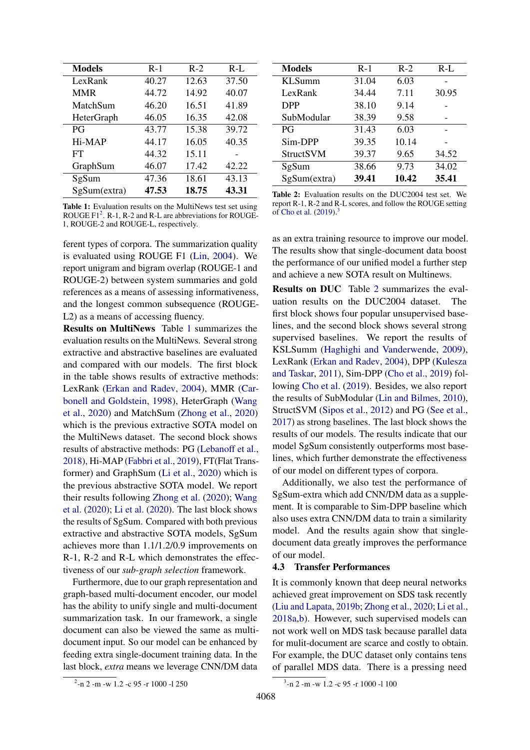| Models | R-1 | R-2 | R-L |
|---|---|---|---|
| LexRank | 40.27 | 12.63 | 37.50 |
| MMR | 44.72 | 14.92 | 40.07 |
| MatchSum | 46.20 | 16.51 | 41.89 |
| HeterGraph | 46.05 | 16.35 | 42.08 |
| PG | 43.77 | 15.38 | 39.72 |
| Hi-MAP | 44.17 | 16.05 | 40.35 |
| FT | 44.32 | 15.11 | - |
| GraphSum | 46.07 | 17.42 | 42.22 |
| SgSum | 47.36 | 18.61 | 43.13 |
| SgSum(extra) | **47.53** | **18.75** | **43.31** |

**Table 1:** Evaluation results on the MultiNews test set using ROUGE F1[2]. R-1, R-2 and R-L are abbreviations for ROUGE-1, ROUGE-2 and ROUGE-L, respectively.

| Models | R-1 | R-2 | R-L |
|---|---|---|---|
| KLSumm | 31.04 | 6.03 | - |
| LexRank | 34.44 | 7.11 | 30.95 |
| DPP | 38.10 | 9.14 | - |
| SubModular | 38.39 | 9.58 | - |
| PG | 31.43 | 6.03 | - |
| Sim-DPP | 39.35 | 10.14 | - |
| StructSVM | 39.37 | 9.65 | 34.52 |
| SgSum | 38.66 | 9.73 | 34.02 |
| SgSum(extra) | **39.41** | **10.42** | **35.41** |

**Table 2:** Evaluation results on the DUC2004 test set. We report R-1, R-2 and R-L scores, and follow the ROUGE setting of Cho et al. (2019).[3]

ferent types of corpora. The summarization quality is evaluated using ROUGE F1 (Lin, 2004). We report unigram and bigram overlap (ROUGE-1 and ROUGE-2) between system summaries and gold references as a means of assessing informativeness, and the longest common subsequence (ROUGE-L2) as a means of accessing fluency.

**Results on MultiNews** Table 1 summarizes the evaluation results on the MultiNews dataset. Several strong extractive and abstractive baselines are evaluated and compared with our models. The first block in the table shows results of extractive methods: LexRank (Erkan and Radev, 2004), MMR (Carbonell and Goldstein, 1998), HeterGraph (Wang et al., 2020) and MatchSum (Zhong et al., 2020) which is the previous extractive SOTA model on the MultiNews dataset. The second block shows results of abstractive methods: PG (Lebanoff et al., 2018), Hi-MAP (Fabbri et al., 2019), FT(Flat Transformer) and GraphSum (Li et al., 2020) which is the previous abstractive SOTA model. We report their results following Zhong et al. (2020); Wang et al. (2020); Li et al. (2020). The last block shows the results of SgSum. Compared with both previous extractive and abstractive SOTA models, SgSum achieves more than 1.1/1.2/0.9 improvements on R-1, R-2 and R-L which demonstrates the effectiveness of our *sub-graph selection* framework.

Furthermore, due to our graph representation and graph-based multi-document encoder, our model has the ability to unify single and multi-document summarization task. In our framework, a single document can also be viewed the same as multi-document input. So our model can be enhanced by feeding extra single-document training data. In the last block, *extra* means we leverage CNN/DM data as an extra training resource to improve our model. The results show that single-document data boost the performance of our unified model a further step and achieve a new SOTA result on Multinews.

**Results on DUC** Table 2 summarizes the evaluation results on the DUC2004 dataset. The first block shows four popular unsupervised baselines, and the second block shows several strong supervised baselines. We report the results of KSLSumm (Haghighi and Vanderwende, 2009), LexRank (Erkan and Radev, 2004), DPP (Kulesza and Taskar, 2011), Sim-DPP (Cho et al., 2019) following Cho et al. (2019). Besides, we also report the results of SubModular (Lin and Bilmes, 2010), StructSVM (Sipos et al., 2012) and PG (See et al., 2017) as strong baselines. The last block shows the results of our models. The results indicate that our model SgSum consistently outperforms most baselines, which further demonstrate the effectiveness of our model on different types of corpora.

Additionally, we also test the performance of SgSum-extra which add CNN/DM data as a supplement. It is comparable to Sim-DPP baseline which also uses extra CNN/DM data to train a similarity model. And the results again show that single-document data greatly improves the performance of our model.

### 4.3 Transfer Performances

It is commonly known that deep neural networks achieved great improvement on SDS task recently (Liu and Lapata, 2019b; Zhong et al., 2020; Li et al., 2018a,b). However, such supervised models can not work well on MDS task because parallel data for mulit-document are scarce and costly to obtain. For example, the DUC dataset only contains tens of parallel MDS data. There is a pressing need

[2] -n 2 -m -w 1.2 -c 95 -r 1000 -l 250

[3] -n 2 -m -w 1.2 -c 95 -r 1000 -l 100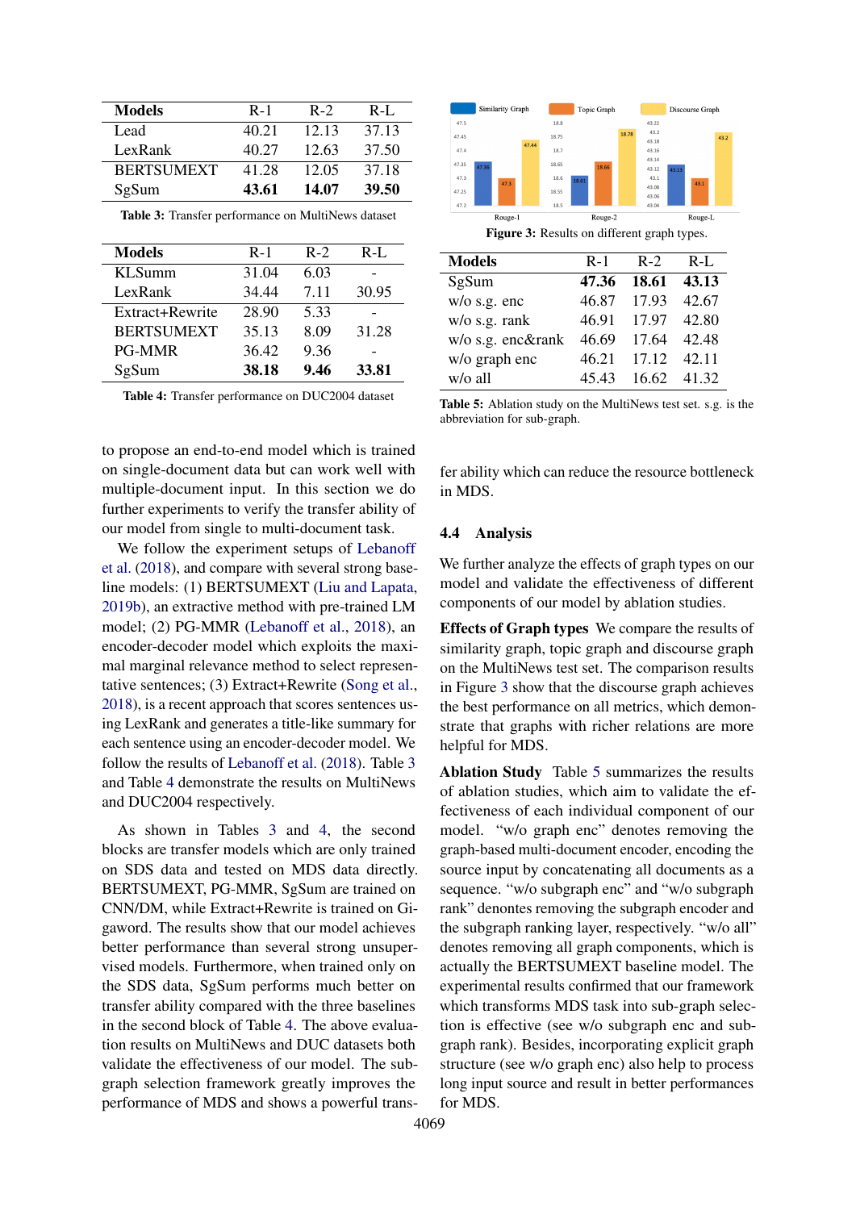| Models | R-1 | R-2 | R-L |
|---|---|---|---|
| Lead | 40.21 | 12.13 | 37.13 |
| LexRank | 40.27 | 12.63 | 37.50 |
| BERTSUMEXT | 41.28 | 12.05 | 37.18 |
| SgSum | **43.61** | **14.07** | **39.50** |

**Table 3:** Transfer performance on MultiNews dataset

| Models | R-1 | R-2 | R-L |
|---|---|---|---|
| KLSumm | 31.04 | 6.03 | - |
| LexRank | 34.44 | 7.11 | 30.95 |
| Extract+Rewrite | 28.90 | 5.33 | - |
| BERTSUMEXT | 35.13 | 8.09 | 31.28 |
| PG-MMR | 36.42 | 9.36 | - |
| SgSum | **38.18** | **9.46** | **33.81** |

**Table 4:** Transfer performance on DUC2004 dataset

to propose an end-to-end model which is trained on single-document data but can work well with multiple-document input. In this section we do further experiments to verify the transfer ability of our model from single to multi-document task.

We follow the experiment setups of Lebanoff et al. (2018), and compare with several strong baseline models: (1) BERTSUMEXT (Liu and Lapata, 2019b), an extractive method with pre-trained LM model; (2) PG-MMR (Lebanoff et al., 2018), an encoder-decoder model which exploits the maximal marginal relevance method to select representative sentences; (3) Extract+Rewrite (Song et al., 2018), is a recent approach that scores sentences using LexRank and generates a title-like summary for each sentence using an encoder-decoder model. We follow the results of Lebanoff et al. (2018). Table 3 and Table 4 demonstrate the results on MultiNews and DUC2004 respectively.

As shown in Tables 3 and 4, the second blocks are transfer models which are only trained on SDS data and tested on MDS data directly. BERTSUMEXT, PG-MMR, SgSum are trained on CNN/DM, while Extract+Rewrite is trained on Gigaword. The results show that our model achieves better performance than several strong unsupervised models. Furthermore, when trained only on the SDS data, SgSum performs much better on transfer ability compared with the three baselines in the second block of Table 4. The above evaluation results on MultiNews and DUC datasets both validate the effectiveness of our model. The subgraph selection framework greatly improves the performance of MDS and shows a powerful transfer ability which can reduce the resource bottleneck in MDS.

| | Similarity Graph | Topic Graph | Discourse Graph |
|---|---|---|---|
| Rouge-1 | 47.36 | 47.3 | 47.44 |
| Rouge-2 | 18.61 | 18.66 | 18.78 |
| Rouge-L | 43.13 | 43.1 | 43.2 |

**Figure 3:** Results on different graph types.

| Models | R-1 | R-2 | R-L |
|---|---|---|---|
| SgSum | **47.36** | **18.61** | **43.13** |
| w/o s.g. enc | 46.87 | 17.93 | 42.67 |
| w/o s.g. rank | 46.91 | 17.97 | 42.80 |
| w/o s.g. enc&rank | 46.69 | 17.64 | 42.48 |
| w/o graph enc | 46.21 | 17.12 | 42.11 |
| w/o all | 45.43 | 16.62 | 41.32 |

**Table 5:** Ablation study on the MultiNews test set. s.g. is the abbreviation for sub-graph.

## 4.4 Analysis

We further analyze the effects of graph types on our model and validate the effectiveness of different components of our model by ablation studies.

**Effects of Graph types** We compare the results of similarity graph, topic graph and discourse graph on the MultiNews test set. The comparison results in Figure 3 show that the discourse graph achieves the best performance on all metrics, which demonstrate that graphs with richer relations are more helpful for MDS.

**Ablation Study** Table 5 summarizes the results of ablation studies, which aim to validate the effectiveness of each individual component of our model. "w/o graph enc" denotes removing the graph-based multi-document encoder, encoding the source input by concatenating all documents as a sequence. "w/o subgraph enc" and "w/o subgraph rank" denotes removing the subgraph encoder and the subgraph ranking layer, respectively. "w/o all" denotes removing all graph components, which is actually the BERTSUMEXT baseline model. The experimental results confirmed that our framework which transforms MDS task into sub-graph selection is effective (see w/o subgraph enc and subgraph rank). Besides, incorporating explicit graph structure (see w/o graph enc) also help to process long input source and result in better performances for MDS.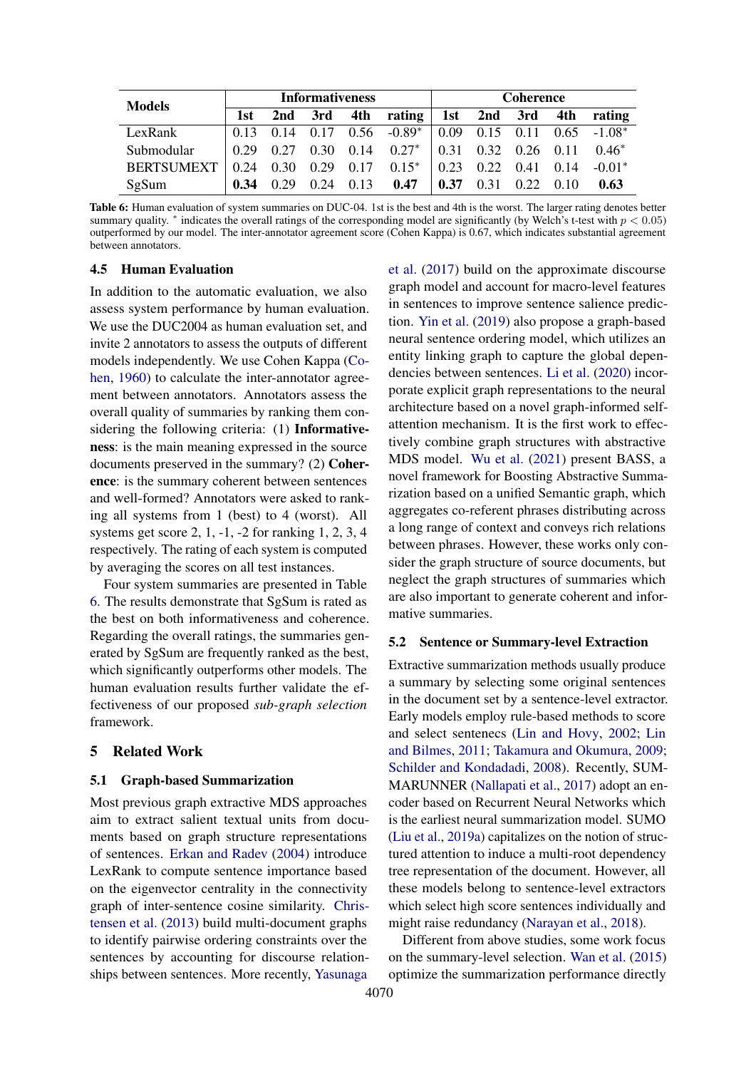| Models | Informativeness | | | | | Coherence | | | | |
|---|---|---|---|---|---|---|---|---|---|---|
| | 1st | 2nd | 3rd | 4th | rating | 1st | 2nd | 3rd | 4th | rating |
| LexRank | 0.13 | 0.14 | 0.17 | 0.56 | -0.89* | 0.09 | 0.15 | 0.11 | 0.65 | -1.08* |
| Submodular | 0.29 | 0.27 | 0.30 | 0.14 | 0.27* | 0.31 | 0.32 | 0.26 | 0.11 | 0.46* |
| BERTSUMEXT | 0.24 | 0.30 | 0.29 | 0.17 | 0.15* | 0.23 | 0.22 | 0.41 | 0.14 | -0.01* |
| SgSum | **0.34** | 0.29 | 0.24 | 0.13 | **0.47** | **0.37** | 0.31 | 0.22 | 0.10 | **0.63** |

**Table 6:** Human evaluation of system summaries on DUC-04. 1st is the best and 4th is the worst. The larger rating denotes better summary quality. * indicates the overall ratings of the corresponding model are significantly (by Welch's t-test with $p < 0.05$) outperformed by our model. The inter-annotator agreement score (Cohen Kappa) is 0.67, which indicates substantial agreement between annotators.

### 4.5 Human Evaluation

In addition to the automatic evaluation, we also assess system performance by human evaluation. We use the DUC2004 as human evaluation set, and invite 2 annotators to assess the outputs of different models independently. We use Cohen Kappa (Cohen, 1960) to calculate the inter-annotator agreement between annotators. Annotators assess the overall quality of summaries by ranking them considering the following criteria: (1) **Informativeness**: is the main meaning expressed in the source documents preserved in the summary? (2) **Coherence**: is the summary coherent between sentences and well-formed? Annotators were asked to ranking all systems from 1 (best) to 4 (worst). All systems get score 2, 1, -1, -2 for ranking 1, 2, 3, 4 respectively. The rating of each system is computed by averaging the scores on all test instances.

Four system summaries are presented in Table 6. The results demonstrate that SgSum is rated as the best on both informativeness and coherence. Regarding the overall ratings, the summaries generated by SgSum are frequently ranked as the best, which significantly outperforms other models. The human evaluation results further validate the effectiveness of our proposed *sub-graph selection* framework.

## 5 Related Work

### 5.1 Graph-based Summarization

Most previous graph extractive MDS approaches aim to extract salient textual units from documents based on graph structure representations of sentences. Erkan and Radev (2004) introduce LexRank to compute sentence importance based on the eigenvector centrality in the connectivity graph of inter-sentence cosine similarity. Christensen et al. (2013) build multi-document graphs to identify pairwise ordering constraints over the sentences by accounting for discourse relationships between sentences. More recently, Yasunaga et al. (2017) build on the approximate discourse graph model and account for macro-level features in sentences to improve sentence salience prediction. Yin et al. (2019) also propose a graph-based neural sentence ordering model, which utilizes an entity linking graph to capture the global dependencies between sentences. Li et al. (2020) incorporate explicit graph representations to the neural architecture based on a novel graph-informed self-attention mechanism. It is the first work to effectively combine graph structures with abstractive MDS model. Wu et al. (2021) present BASS, a novel framework for Boosting Abstractive Summarization based on a unified Semantic graph, which aggregates co-referent phrases distributing across a long range of context and conveys rich relations between phrases. However, these works only consider the graph structure of source documents, but neglect the graph structures of summaries which are also important to generate coherent and informative summaries.

### 5.2 Sentence or Summary-level Extraction

Extractive summarization methods usually produce a summary by selecting some original sentences in the document set by a sentence-level extractor. Early models employ rule-based methods to score and select sentenecs (Lin and Hovy, 2002; Lin and Bilmes, 2011; Takamura and Okumura, 2009; Schilder and Kondadadi, 2008). Recently, SUMMARUNNER (Nallapati et al., 2017) adopt an encoder based on Recurrent Neural Networks which is the earliest neural summarization model. SUMO (Liu et al., 2019a) capitalizes on the notion of structured attention to induce a multi-root dependency tree representation of the document. However, all these models belong to sentence-level extractors which select high score sentences individually and might raise redundancy (Narayan et al., 2018).

Different from above studies, some work focus on the summary-level selection. Wan et al. (2015) optimize the summarization performance directly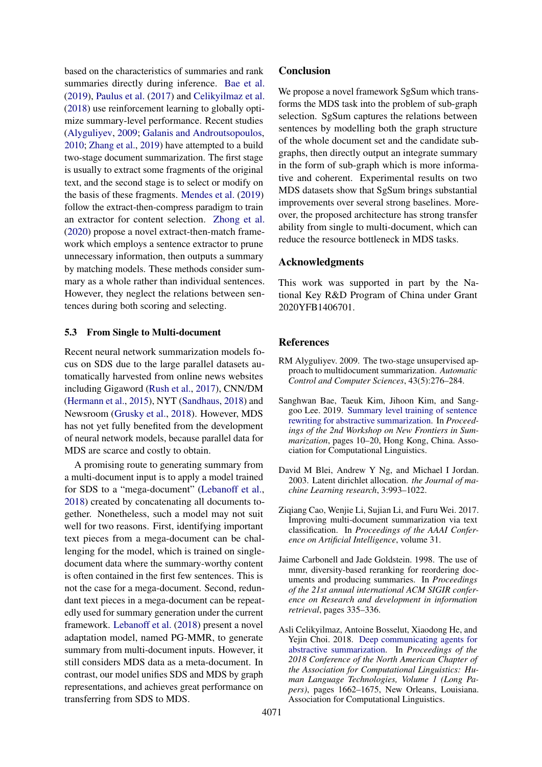based on the characteristics of summaries and rank summaries directly during inference. Bae et al. (2019), Paulus et al. (2017) and Celikyilmaz et al. (2018) use reinforcement learning to globally optimize summary-level performance. Recent studies (Alyguliyev, 2009; Galanis and Androutsopoulos, 2010; Zhang et al., 2019) have attempted to a build two-stage document summarization. The first stage is usually to extract some fragments of the original text, and the second stage is to select or modify on the basis of these fragments. Mendes et al. (2019) follow the extract-then-compress paradigm to train an extractor for content selection. Zhong et al. (2020) propose a novel extract-then-match framework which employs a sentence extractor to prune unnecessary information, then outputs a summary by matching models. These methods consider summary as a whole rather than individual sentences. However, they neglect the relations between sentences during both scoring and selecting.

### 5.3 From Single to Multi-document

Recent neural network summarization models focus on SDS due to the large parallel datasets automatically harvested from online news websites including Gigaword (Rush et al., 2017), CNN/DM (Hermann et al., 2015), NYT (Sandhaus, 2018) and Newsroom (Grusky et al., 2018). However, MDS has not yet fully benefited from the development of neural network models, because parallel data for MDS are scarce and costly to obtain.

A promising route to generating summary from a multi-document input is to apply a model trained for SDS to a "mega-document" (Lebanoff et al., 2018) created by concatenating all documents together. Nonetheless, such a model may not suit well for two reasons. First, identifying important text pieces from a mega-document can be challenging for the model, which is trained on single-document data where the summary-worthy content is often contained in the first few sentences. This is not the case for a mega-document. Second, redundant text pieces in a mega-document can be repeatedly used for summary generation under the current framework. Lebanoff et al. (2018) present a novel adaptation model, named PG-MMR, to generate summary from multi-document inputs. However, it still considers MDS data as a meta-document. In contrast, our model unifies SDS and MDS by graph representations, and achieves great performance on transferring from SDS to MDS.

## Conclusion

We propose a novel framework SgSum which transforms the MDS task into the problem of sub-graph selection. SgSum captures the relations between sentences by modelling both the graph structure of the whole document set and the candidate sub-graphs, then directly output an integrate summary in the form of sub-graph which is more informative and coherent. Experimental results on two MDS datasets show that SgSum brings substantial improvements over several strong baselines. Moreover, the proposed architecture has strong transfer ability from single to multi-document, which can reduce the resource bottleneck in MDS tasks.

## Acknowledgments

This work was supported in part by the National Key R&D Program of China under Grant 2020YFB1406701.

## References

RM Alyguliyev. 2009. The two-stage unsupervised approach to multidocument summarization. *Automatic Control and Computer Sciences*, 43(5):276–284.

Sanghwan Bae, Taeuk Kim, Jihoon Kim, and Sang-goo Lee. 2019. Summary level training of sentence rewriting for abstractive summarization. In *Proceedings of the 2nd Workshop on New Frontiers in Summarization*, pages 10–20, Hong Kong, China. Association for Computational Linguistics.

David M Blei, Andrew Y Ng, and Michael I Jordan. 2003. Latent dirichlet allocation. *the Journal of machine Learning research*, 3:993–1022.

Ziqiang Cao, Wenjie Li, Sujian Li, and Furu Wei. 2017. Improving multi-document summarization via text classification. In *Proceedings of the AAAI Conference on Artificial Intelligence*, volume 31.

Jaime Carbonell and Jade Goldstein. 1998. The use of mmr, diversity-based reranking for reordering documents and producing summaries. In *Proceedings of the 21st annual international ACM SIGIR conference on Research and development in information retrieval*, pages 335–336.

Asli Celikyilmaz, Antoine Bosselut, Xiaodong He, and Yejin Choi. 2018. Deep communicating agents for abstractive summarization. In *Proceedings of the 2018 Conference of the North American Chapter of the Association for Computational Linguistics: Human Language Technologies, Volume 1 (Long Papers)*, pages 1662–1675, New Orleans, Louisiana. Association for Computational Linguistics.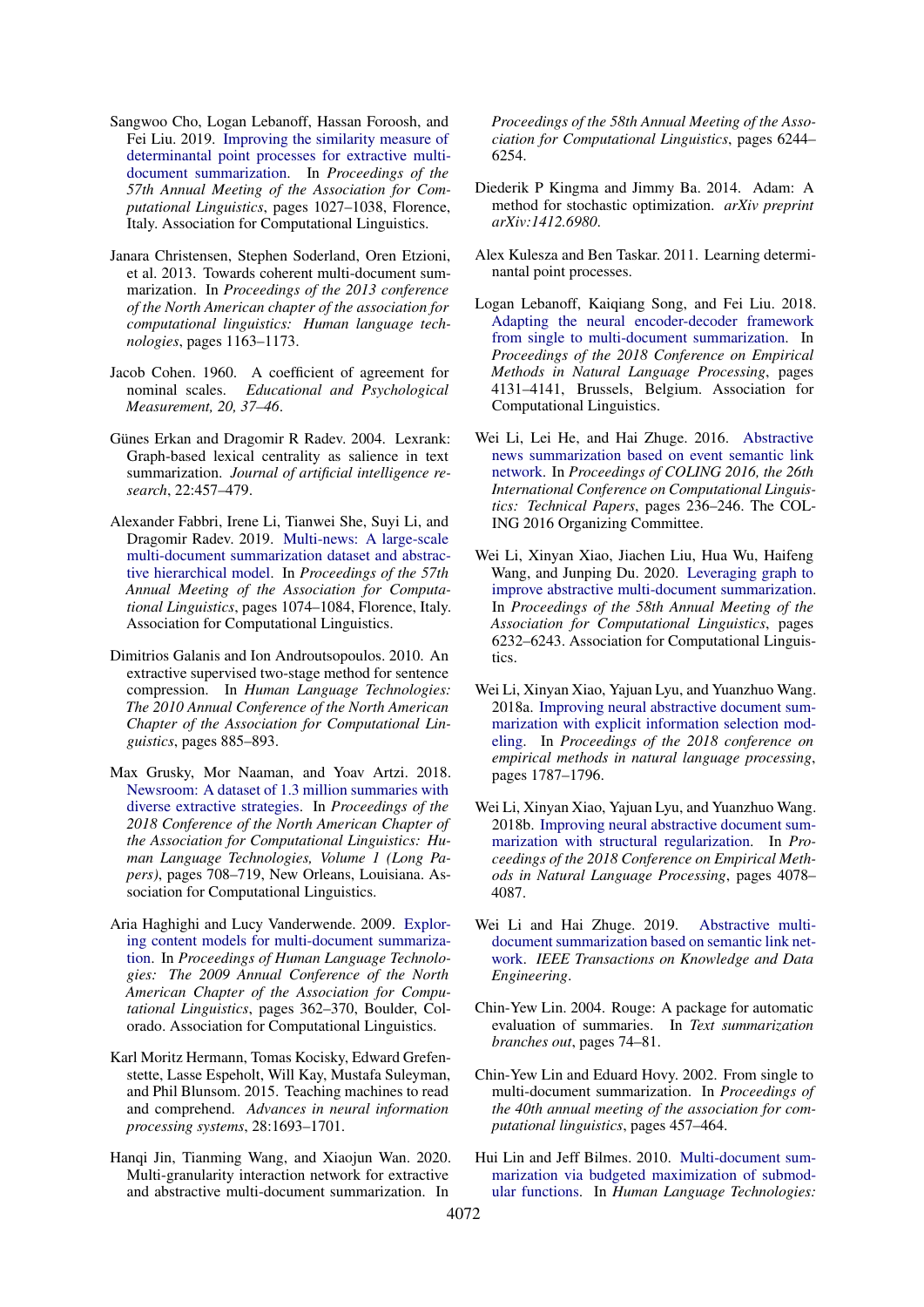Sangwoo Cho, Logan Lebanoff, Hassan Foroosh, and Fei Liu. 2019. Improving the similarity measure of determinantal point processes for extractive multi-document summarization. In *Proceedings of the 57th Annual Meeting of the Association for Computational Linguistics*, pages 1027–1038, Florence, Italy. Association for Computational Linguistics.

Janara Christensen, Stephen Soderland, Oren Etzioni, et al. 2013. Towards coherent multi-document summarization. In *Proceedings of the 2013 conference of the North American chapter of the association for computational linguistics: Human language technologies*, pages 1163–1173.

Jacob Cohen. 1960. A coefficient of agreement for nominal scales. *Educational and Psychological Measurement, 20, 37–46*.

Günes Erkan and Dragomir R Radev. 2004. Lexrank: Graph-based lexical centrality as salience in text summarization. *Journal of artificial intelligence research*, 22:457–479.

Alexander Fabbri, Irene Li, Tianwei She, Suyi Li, and Dragomir Radev. 2019. Multi-news: A large-scale multi-document summarization dataset and abstractive hierarchical model. In *Proceedings of the 57th Annual Meeting of the Association for Computational Linguistics*, pages 1074–1084, Florence, Italy. Association for Computational Linguistics.

Dimitrios Galanis and Ion Androutsopoulos. 2010. An extractive supervised two-stage method for sentence compression. In *Human Language Technologies: The 2010 Annual Conference of the North American Chapter of the Association for Computational Linguistics*, pages 885–893.

Max Grusky, Mor Naaman, and Yoav Artzi. 2018. Newsroom: A dataset of 1.3 million summaries with diverse extractive strategies. In *Proceedings of the 2018 Conference of the North American Chapter of the Association for Computational Linguistics: Human Language Technologies, Volume 1 (Long Papers)*, pages 708–719, New Orleans, Louisiana. Association for Computational Linguistics.

Aria Haghighi and Lucy Vanderwende. 2009. Exploring content models for multi-document summarization. In *Proceedings of Human Language Technologies: The 2009 Annual Conference of the North American Chapter of the Association for Computational Linguistics*, pages 362–370, Boulder, Colorado. Association for Computational Linguistics.

Karl Moritz Hermann, Tomas Kocisky, Edward Grefenstette, Lasse Espeholt, Will Kay, Mustafa Suleyman, and Phil Blunsom. 2015. Teaching machines to read and comprehend. *Advances in neural information processing systems*, 28:1693–1701.

Hanqi Jin, Tianming Wang, and Xiaojun Wan. 2020. Multi-granularity interaction network for extractive and abstractive multi-document summarization. In *Proceedings of the 58th Annual Meeting of the Association for Computational Linguistics*, pages 6244–6254.

Diederik P Kingma and Jimmy Ba. 2014. Adam: A method for stochastic optimization. *arXiv preprint arXiv:1412.6980*.

Alex Kulesza and Ben Taskar. 2011. Learning determinantal point processes.

Logan Lebanoff, Kaiqiang Song, and Fei Liu. 2018. Adapting the neural encoder-decoder framework from single to multi-document summarization. In *Proceedings of the 2018 Conference on Empirical Methods in Natural Language Processing*, pages 4131–4141, Brussels, Belgium. Association for Computational Linguistics.

Wei Li, Lei He, and Hai Zhuge. 2016. Abstractive news summarization based on event semantic link network. In *Proceedings of COLING 2016, the 26th International Conference on Computational Linguistics: Technical Papers*, pages 236–246. The COLING 2016 Organizing Committee.

Wei Li, Xinyan Xiao, Jiachen Liu, Hua Wu, Haifeng Wang, and Junping Du. 2020. Leveraging graph to improve abstractive multi-document summarization. In *Proceedings of the 58th Annual Meeting of the Association for Computational Linguistics*, pages 6232–6243. Association for Computational Linguistics.

Wei Li, Xinyan Xiao, Yajuan Lyu, and Yuanzhuo Wang. 2018a. Improving neural abstractive document summarization with explicit information selection modeling. In *Proceedings of the 2018 conference on empirical methods in natural language processing*, pages 1787–1796.

Wei Li, Xinyan Xiao, Yajuan Lyu, and Yuanzhuo Wang. 2018b. Improving neural abstractive document summarization with structural regularization. In *Proceedings of the 2018 Conference on Empirical Methods in Natural Language Processing*, pages 4078–4087.

Wei Li and Hai Zhuge. 2019. Abstractive multi-document summarization based on semantic link network. *IEEE Transactions on Knowledge and Data Engineering*.

Chin-Yew Lin. 2004. Rouge: A package for automatic evaluation of summaries. In *Text summarization branches out*, pages 74–81.

Chin-Yew Lin and Eduard Hovy. 2002. From single to multi-document summarization. In *Proceedings of the 40th annual meeting of the association for computational linguistics*, pages 457–464.

Hui Lin and Jeff Bilmes. 2010. Multi-document summarization via budgeted maximization of submodular functions. In *Human Language Technologies:*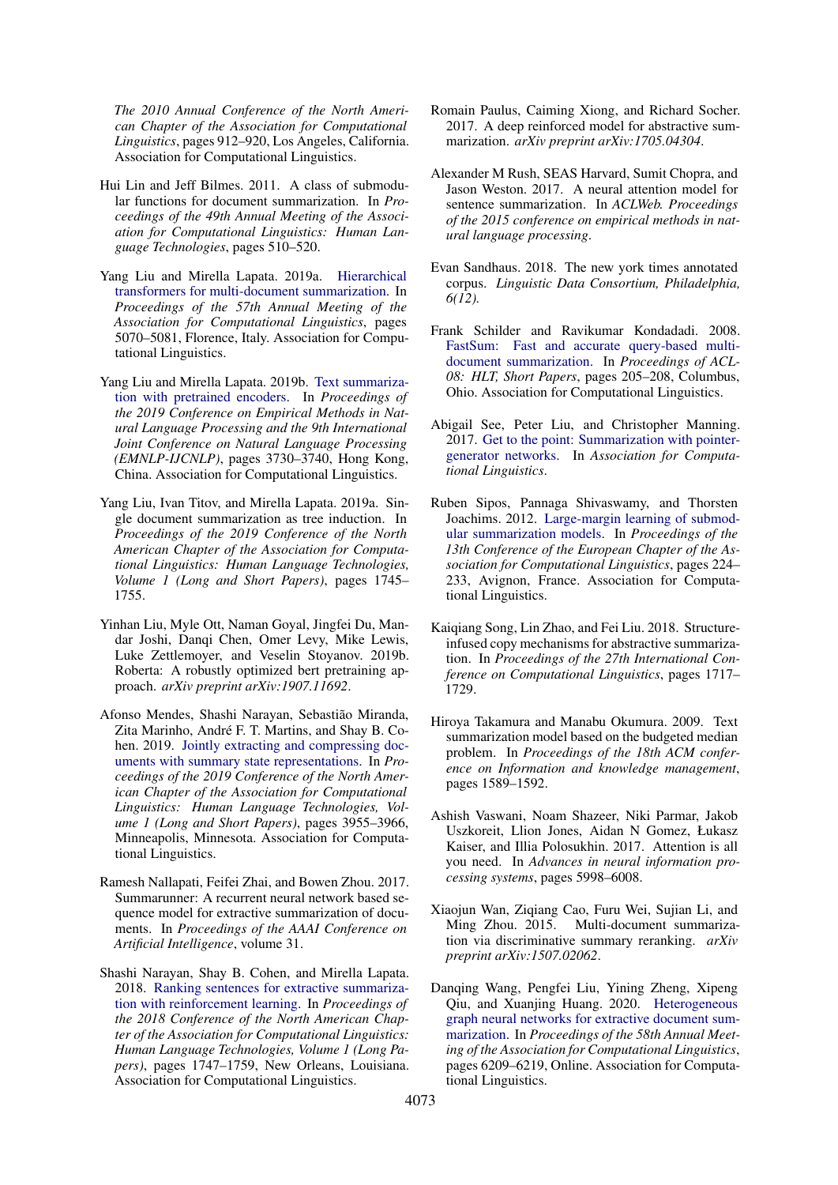The 2010 Annual Conference of the North American Chapter of the Association for Computational Linguistics, pages 912–920, Los Angeles, California. Association for Computational Linguistics.

Hui Lin and Jeff Bilmes. 2011. A class of submodular functions for document summarization. In *Proceedings of the 49th Annual Meeting of the Association for Computational Linguistics: Human Language Technologies*, pages 510–520.

Yang Liu and Mirella Lapata. 2019a. Hierarchical transformers for multi-document summarization. In *Proceedings of the 57th Annual Meeting of the Association for Computational Linguistics*, pages 5070–5081, Florence, Italy. Association for Computational Linguistics.

Yang Liu and Mirella Lapata. 2019b. Text summarization with pretrained encoders. In *Proceedings of the 2019 Conference on Empirical Methods in Natural Language Processing and the 9th International Joint Conference on Natural Language Processing (EMNLP-IJCNLP)*, pages 3730–3740, Hong Kong, China. Association for Computational Linguistics.

Yang Liu, Ivan Titov, and Mirella Lapata. 2019a. Single document summarization as tree induction. In *Proceedings of the 2019 Conference of the North American Chapter of the Association for Computational Linguistics: Human Language Technologies, Volume 1 (Long and Short Papers)*, pages 1745–1755.

Yinhan Liu, Myle Ott, Naman Goyal, Jingfei Du, Mandar Joshi, Danqi Chen, Omer Levy, Mike Lewis, Luke Zettlemoyer, and Veselin Stoyanov. 2019b. Roberta: A robustly optimized bert pretraining approach. *arXiv preprint arXiv:1907.11692*.

Afonso Mendes, Shashi Narayan, Sebastião Miranda, Zita Marinho, André F. T. Martins, and Shay B. Cohen. 2019. Jointly extracting and compressing documents with summary state representations. In *Proceedings of the 2019 Conference of the North American Chapter of the Association for Computational Linguistics: Human Language Technologies, Volume 1 (Long and Short Papers)*, pages 3955–3966, Minneapolis, Minnesota. Association for Computational Linguistics.

Ramesh Nallapati, Feifei Zhai, and Bowen Zhou. 2017. Summarunner: A recurrent neural network based sequence model for extractive summarization of documents. In *Proceedings of the AAAI Conference on Artificial Intelligence*, volume 31.

Shashi Narayan, Shay B. Cohen, and Mirella Lapata. 2018. Ranking sentences for extractive summarization with reinforcement learning. In *Proceedings of the 2018 Conference of the North American Chapter of the Association for Computational Linguistics: Human Language Technologies, Volume 1 (Long Papers)*, pages 1747–1759, New Orleans, Louisiana. Association for Computational Linguistics.

Romain Paulus, Caiming Xiong, and Richard Socher. 2017. A deep reinforced model for abstractive summarization. *arXiv preprint arXiv:1705.04304*.

Alexander M Rush, SEAS Harvard, Sumit Chopra, and Jason Weston. 2017. A neural attention model for sentence summarization. In *ACLWeb. Proceedings of the 2015 conference on empirical methods in natural language processing*.

Evan Sandhaus. 2018. The new york times annotated corpus. *Linguistic Data Consortium, Philadelphia, 6(12)*.

Frank Schilder and Ravikumar Kondadadi. 2008. FastSum: Fast and accurate query-based multi-document summarization. In *Proceedings of ACL-08: HLT, Short Papers*, pages 205–208, Columbus, Ohio. Association for Computational Linguistics.

Abigail See, Peter Liu, and Christopher Manning. 2017. Get to the point: Summarization with pointer-generator networks. In *Association for Computational Linguistics*.

Ruben Sipos, Pannaga Shivaswamy, and Thorsten Joachims. 2012. Large-margin learning of submodular summarization models. In *Proceedings of the 13th Conference of the European Chapter of the Association for Computational Linguistics*, pages 224–233, Avignon, France. Association for Computational Linguistics.

Kaiqiang Song, Lin Zhao, and Fei Liu. 2018. Structure-infused copy mechanisms for abstractive summarization. In *Proceedings of the 27th International Conference on Computational Linguistics*, pages 1717–1729.

Hiroya Takamura and Manabu Okumura. 2009. Text summarization model based on the budgeted median problem. In *Proceedings of the 18th ACM conference on Information and knowledge management*, pages 1589–1592.

Ashish Vaswani, Noam Shazeer, Niki Parmar, Jakob Uszkoreit, Llion Jones, Aidan N Gomez, Łukasz Kaiser, and Illia Polosukhin. 2017. Attention is all you need. In *Advances in neural information processing systems*, pages 5998–6008.

Xiaojun Wan, Ziqiang Cao, Furu Wei, Sujian Li, and Ming Zhou. 2015. Multi-document summarization via discriminative summary reranking. *arXiv preprint arXiv:1507.02062*.

Danqing Wang, Pengfei Liu, Yining Zheng, Xipeng Qiu, and Xuanjing Huang. 2020. Heterogeneous graph neural networks for extractive document summarization. In *Proceedings of the 58th Annual Meeting of the Association for Computational Linguistics*, pages 6209–6219, Online. Association for Computational Linguistics.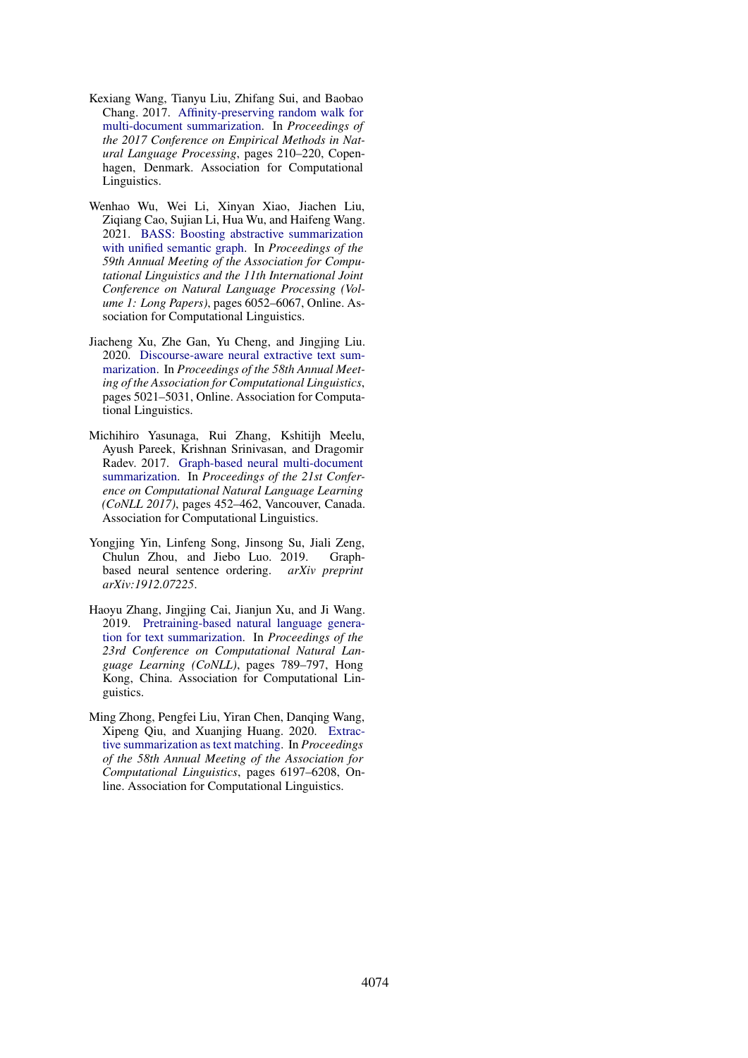Kexiang Wang, Tianyu Liu, Zhifang Sui, and Baobao Chang. 2017. Affinity-preserving random walk for multi-document summarization. In *Proceedings of the 2017 Conference on Empirical Methods in Natural Language Processing*, pages 210–220, Copenhagen, Denmark. Association for Computational Linguistics.

Wenhao Wu, Wei Li, Xinyan Xiao, Jiachen Liu, Ziqiang Cao, Sujian Li, Hua Wu, and Haifeng Wang. 2021. BASS: Boosting abstractive summarization with unified semantic graph. In *Proceedings of the 59th Annual Meeting of the Association for Computational Linguistics and the 11th International Joint Conference on Natural Language Processing (Volume 1: Long Papers)*, pages 6052–6067, Online. Association for Computational Linguistics.

Jiacheng Xu, Zhe Gan, Yu Cheng, and Jingjing Liu. 2020. Discourse-aware neural extractive text summarization. In *Proceedings of the 58th Annual Meeting of the Association for Computational Linguistics*, pages 5021–5031, Online. Association for Computational Linguistics.

Michihiro Yasunaga, Rui Zhang, Kshitijh Meelu, Ayush Pareek, Krishnan Srinivasan, and Dragomir Radev. 2017. Graph-based neural multi-document summarization. In *Proceedings of the 21st Conference on Computational Natural Language Learning (CoNLL 2017)*, pages 452–462, Vancouver, Canada. Association for Computational Linguistics.

Yongjing Yin, Linfeng Song, Jinsong Su, Jiali Zeng, Chulun Zhou, and Jiebo Luo. 2019. Graph-based neural sentence ordering. *arXiv preprint arXiv:1912.07225*.

Haoyu Zhang, Jingjing Cai, Jianjun Xu, and Ji Wang. 2019. Pretraining-based natural language generation for text summarization. In *Proceedings of the 23rd Conference on Computational Natural Language Learning (CoNLL)*, pages 789–797, Hong Kong, China. Association for Computational Linguistics.

Ming Zhong, Pengfei Liu, Yiran Chen, Danqing Wang, Xipeng Qiu, and Xuanjing Huang. 2020. Extractive summarization as text matching. In *Proceedings of the 58th Annual Meeting of the Association for Computational Linguistics*, pages 6197–6208, Online. Association for Computational Linguistics.